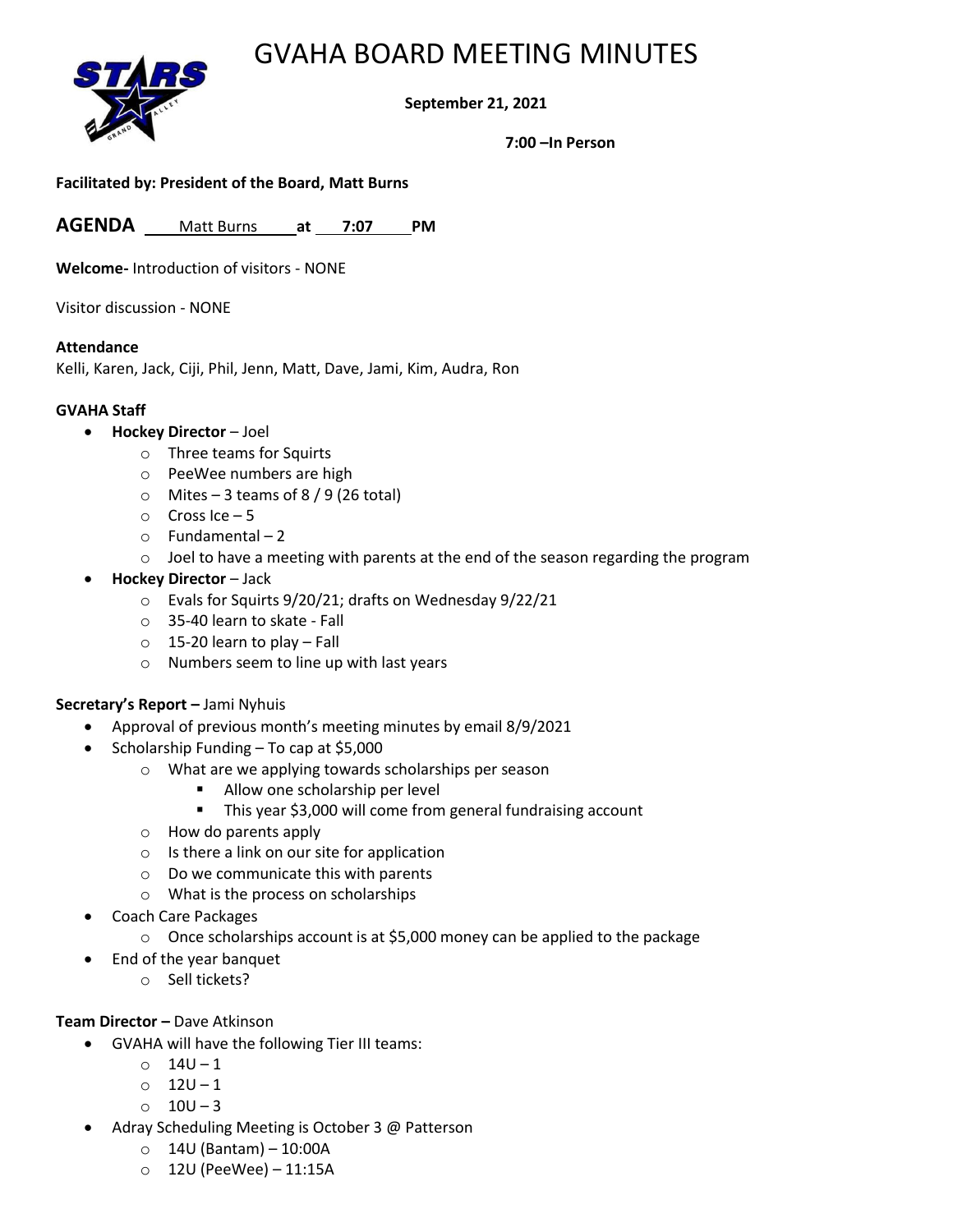# GVAHA BOARD MEETING MINUTES

**September 21, 2021**

**7:00 –In Person**

**Facilitated by: President of the Board, Matt Burns**

**AGENDA** Matt Burns **at** **7:07** **PM**

**Welcome-** Introduction of visitors - NONE

Visitor discussion - NONE

**Attendance**
Kelli, Karen, Jack, Ciji, Phil, Jenn, Matt, Dave, Jami, Kim, Audra, Ron

**GVAHA Staff**

- **Hockey Director** – Joel
  - Three teams for Squirts
  - PeeWee numbers are high
  - Mites – 3 teams of 8 / 9 (26 total)
  - Cross Ice – 5
  - Fundamental – 2
  - Joel to have a meeting with parents at the end of the season regarding the program
- **Hockey Director** – Jack
  - Evals for Squirts 9/20/21; drafts on Wednesday 9/22/21
  - 35-40 learn to skate - Fall
  - 15-20 learn to play – Fall
  - Numbers seem to line up with last years

**Secretary's Report –** Jami Nyhuis

- Approval of previous month's meeting minutes by email 8/9/2021
- Scholarship Funding – To cap at $5,000
  - What are we applying towards scholarships per season
    - Allow one scholarship per level
    - This year $3,000 will come from general fundraising account
  - How do parents apply
  - Is there a link on our site for application
  - Do we communicate this with parents
  - What is the process on scholarships
- Coach Care Packages
  - Once scholarships account is at $5,000 money can be applied to the package
- End of the year banquet
  - Sell tickets?

**Team Director –** Dave Atkinson

- GVAHA will have the following Tier III teams:
  - 14U – 1
  - 12U – 1
  - 10U – 3
- Adray Scheduling Meeting is October 3 @ Patterson
  - 14U (Bantam) – 10:00A
  - 12U (PeeWee) – 11:15A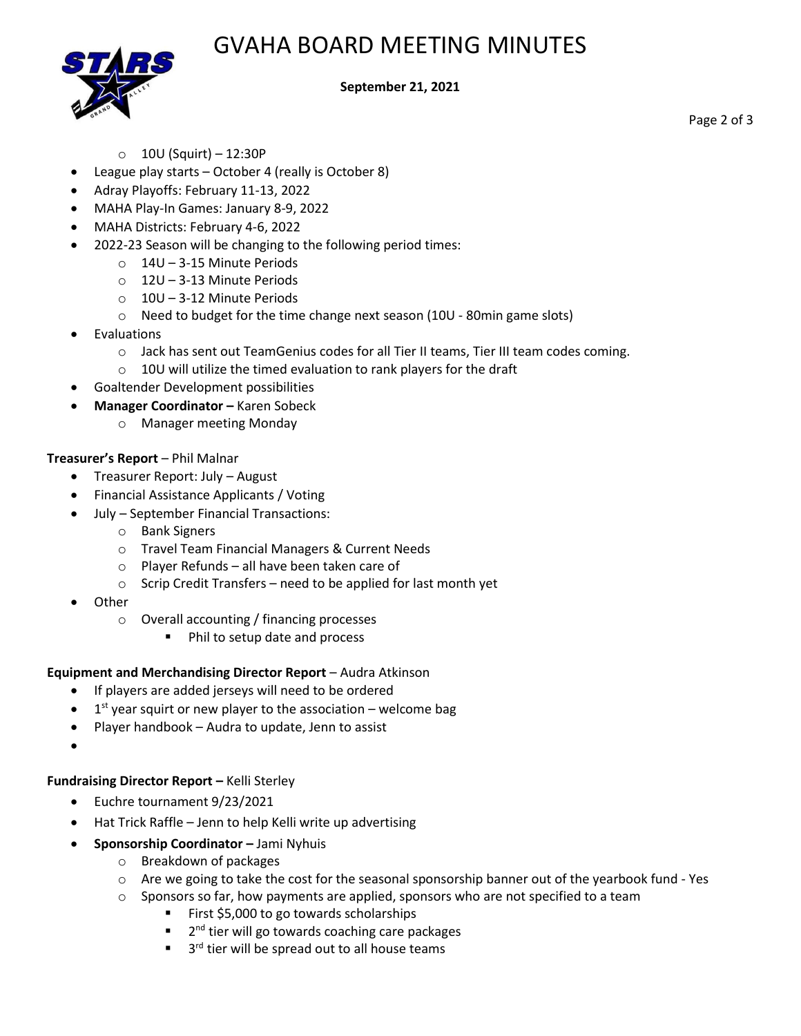- 10U (Squirt) – 12:30P
- League play starts – October 4 (really is October 8)
- Adray Playoffs: February 11-13, 2022
- MAHA Play-In Games: January 8-9, 2022
- MAHA Districts: February 4-6, 2022
- 2022-23 Season will be changing to the following period times:
  - 14U – 3-15 Minute Periods
  - 12U – 3-13 Minute Periods
  - 10U – 3-12 Minute Periods
  - Need to budget for the time change next season (10U - 80min game slots)
- Evaluations
  - Jack has sent out TeamGenius codes for all Tier II teams, Tier III team codes coming.
  - 10U will utilize the timed evaluation to rank players for the draft
- Goaltender Development possibilities
- **Manager Coordinator –** Karen Sobeck
  - Manager meeting Monday

**Treasurer's Report** – Phil Malnar

- Treasurer Report: July – August
- Financial Assistance Applicants / Voting
- July – September Financial Transactions:
  - Bank Signers
  - Travel Team Financial Managers & Current Needs
  - Player Refunds – all have been taken care of
  - Scrip Credit Transfers – need to be applied for last month yet
- Other
  - Overall accounting / financing processes
    - Phil to setup date and process

**Equipment and Merchandising Director Report** – Audra Atkinson

- If players are added jerseys will need to be ordered
- 1st year squirt or new player to the association – welcome bag
- Player handbook – Audra to update, Jenn to assist
- 

**Fundraising Director Report –** Kelli Sterley

- Euchre tournament 9/23/2021
- Hat Trick Raffle – Jenn to help Kelli write up advertising
- **Sponsorship Coordinator –** Jami Nyhuis
  - Breakdown of packages
  - Are we going to take the cost for the seasonal sponsorship banner out of the yearbook fund - Yes
  - Sponsors so far, how payments are applied, sponsors who are not specified to a team
    - First $5,000 to go towards scholarships
    - 2nd tier will go towards coaching care packages
    - 3rd tier will be spread out to all house teams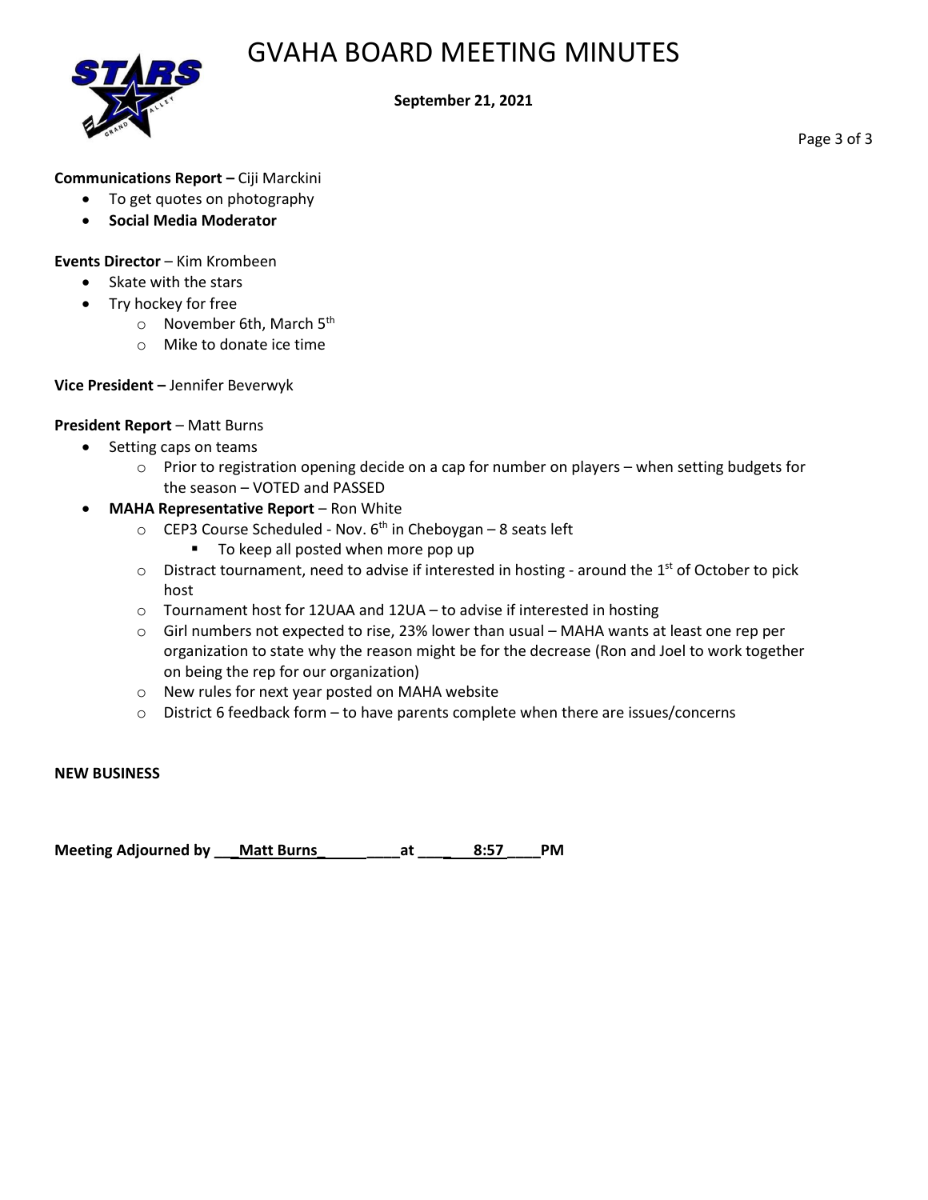**Communications Report –** Ciji Marckini

- To get quotes on photography
- **Social Media Moderator**

**Events Director** – Kim Krombeen

- Skate with the stars
- Try hockey for free
  - November 6th, March 5th
  - Mike to donate ice time

**Vice President –** Jennifer Beverwyk

**President Report** – Matt Burns

- Setting caps on teams
  - Prior to registration opening decide on a cap for number on players – when setting budgets for the season – VOTED and PASSED
- **MAHA Representative Report** – Ron White
  - CEP3 Course Scheduled - Nov. 6th in Cheboygan – 8 seats left
    - To keep all posted when more pop up
  - Distract tournament, need to advise if interested in hosting - around the 1st of October to pick host
  - Tournament host for 12UAA and 12UA – to advise if interested in hosting
  - Girl numbers not expected to rise, 23% lower than usual – MAHA wants at least one rep per organization to state why the reason might be for the decrease (Ron and Joel to work together on being the rep for our organization)
  - New rules for next year posted on MAHA website
  - District 6 feedback form – to have parents complete when there are issues/concerns

**NEW BUSINESS**

**Meeting Adjourned by ___Matt Burns_________at ________8:57_____PM**